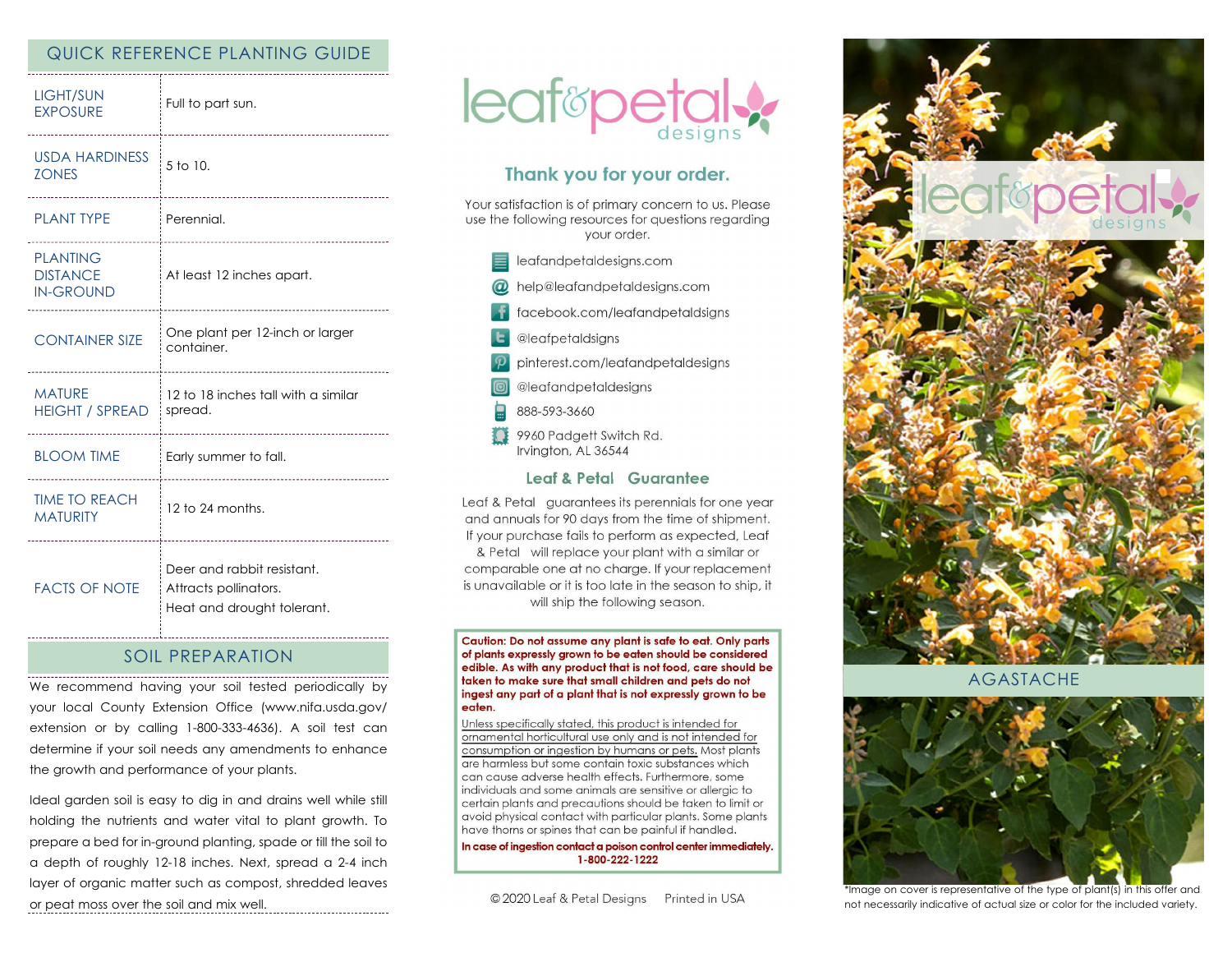## QUICK REFERENCE PLANTING GUIDE

| | |
|---|---|
| LIGHT/SUN EXPOSURE | Full to part sun. |
| USDA HARDINESS ZONES | 5 to 10. |
| PLANT TYPE | Perennial. |
| PLANTING DISTANCE IN-GROUND | At least 12 inches apart. |
| CONTAINER SIZE | One plant per 12-inch or larger container. |
| MATURE HEIGHT / SPREAD | 12 to 18 inches tall with a similar spread. |
| BLOOM TIME | Early summer to fall. |
| TIME TO REACH MATURITY | 12 to 24 months. |
| FACTS OF NOTE | Deer and rabbit resistant.<br>Attracts pollinators.<br>Heat and drought tolerant. |

## SOIL PREPARATION

We recommend having your soil tested periodically by your local County Extension Office (www.nifa.usda.gov/extension or by calling 1-800-333-4636). A soil test can determine if your soil needs any amendments to enhance the growth and performance of your plants.

Ideal garden soil is easy to dig in and drains well while still holding the nutrients and water vital to plant growth. To prepare a bed for in-ground planting, spade or till the soil to a depth of roughly 12-18 inches. Next, spread a 2-4 inch layer of organic matter such as compost, shredded leaves or peat moss over the soil and mix well.

# leaf&petal designs

## Thank you for your order.

Your satisfaction is of primary concern to us. Please use the following resources for questions regarding your order.

- leafandpetaldesigns.com
- help@leafandpetaldesigns.com
- facebook.com/leafandpetaldsigns
- @leafpetaldsigns
- pinterest.com/leafandpetaldesigns
- @leafandpetaldesigns
- 888-593-3660
- 9960 Padgett Switch Rd.
  Irvington, AL 36544

## Leaf & Petal Guarantee

Leaf & Petal guarantees its perennials for one year and annuals for 90 days from the time of shipment. If your purchase fails to perform as expected, Leaf & Petal will replace your plant with a similar or comparable one at no charge. If your replacement is unavailable or it is too late in the season to ship, it will ship the following season.

**Caution: Do not assume any plant is safe to eat. Only parts of plants expressly grown to be eaten should be considered edible. As with any product that is not food, care should be taken to make sure that small children and pets do not ingest any part of a plant that is not expressly grown to be eaten.**

Unless specifically stated, this product is intended for ornamental horticultural use only and is not intended for consumption or ingestion by humans or pets. Most plants are harmless but some contain toxic substances which can cause adverse health effects. Furthermore, some individuals and some animals are sensitive or allergic to certain plants and precautions should be taken to limit or avoid physical contact with particular plants. Some plants have thorns or spines that can be painful if handled.

**In case of ingestion contact a poison control center immediately. 1-800-222-1222**

© 2020 Leaf & Petal Designs Printed in USA

leaf&petal designs

## AGASTACHE

*Image on cover is representative of the type of plant(s) in this offer and not necessarily indicative of actual size or color for the included variety.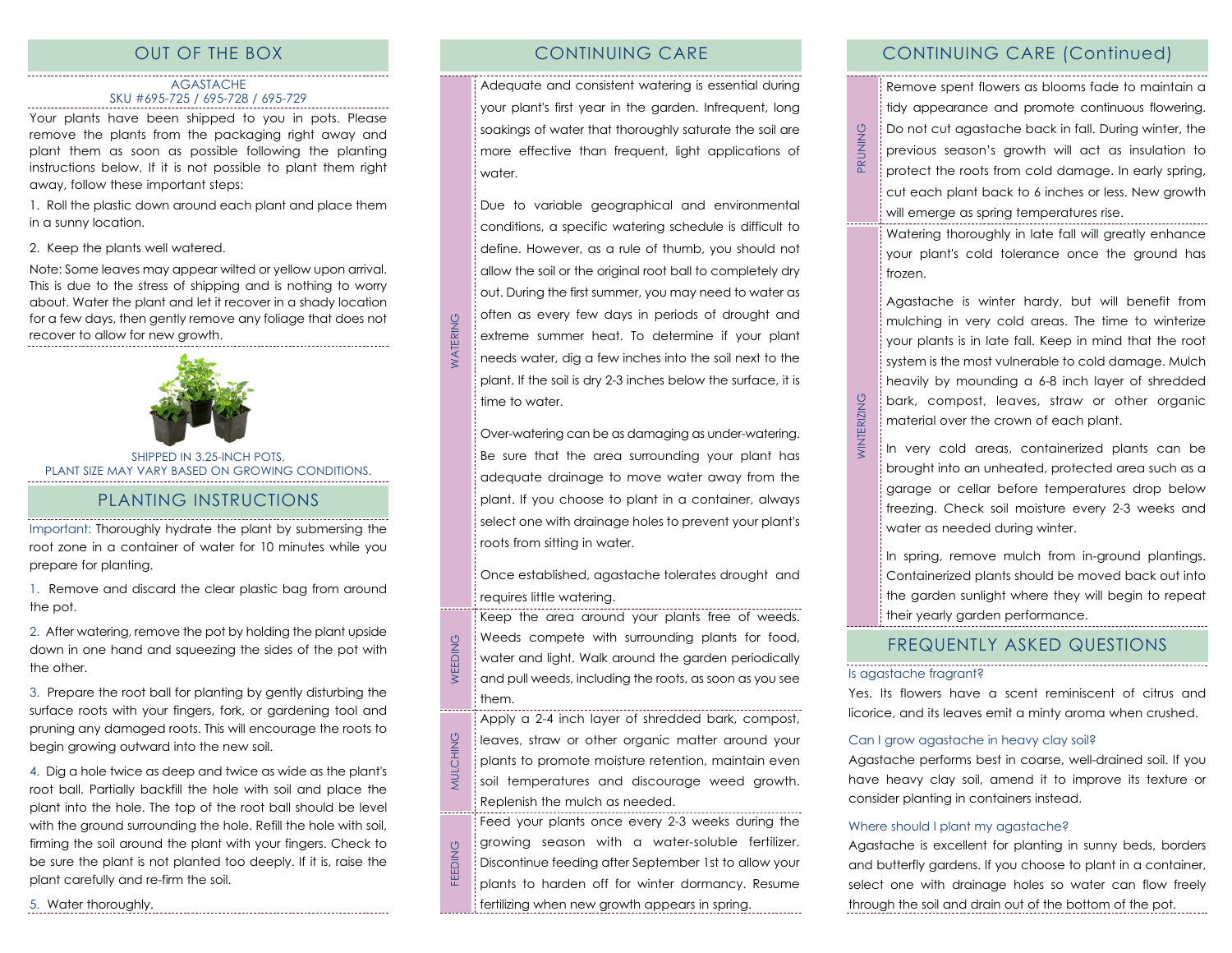## OUT OF THE BOX

AGASTACHE
SKU #695-725 / 695-728 / 695-729

Your plants have been shipped to you in pots. Please remove the plants from the packaging right away and plant them as soon as possible following the planting instructions below. If it is not possible to plant them right away, follow these important steps:

1. Roll the plastic down around each plant and place them in a sunny location.

2. Keep the plants well watered.

Note: Some leaves may appear wilted or yellow upon arrival. This is due to the stress of shipping and is nothing to worry about. Water the plant and let it recover in a shady location for a few days, then gently remove any foliage that does not recover to allow for new growth.

SHIPPED IN 3.25-INCH POTS.
PLANT SIZE MAY VARY BASED ON GROWING CONDITIONS.

## PLANTING INSTRUCTIONS

Important: Thoroughly hydrate the plant by submersing the root zone in a container of water for 10 minutes while you prepare for planting.

1. Remove and discard the clear plastic bag from around the pot.

2. After watering, remove the pot by holding the plant upside down in one hand and squeezing the sides of the pot with the other.

3. Prepare the root ball for planting by gently disturbing the surface roots with your fingers, fork, or gardening tool and pruning any damaged roots. This will encourage the roots to begin growing outward into the new soil.

4. Dig a hole twice as deep and twice as wide as the plant's root ball. Partially backfill the hole with soil and place the plant into the hole. The top of the root ball should be level with the ground surrounding the hole. Refill the hole with soil, firming the soil around the plant with your fingers. Check to be sure the plant is not planted too deeply. If it is, raise the plant carefully and re-firm the soil.

5. Water thoroughly.

## CONTINUING CARE

### WATERING

Adequate and consistent watering is essential during your plant's first year in the garden. Infrequent, long soakings of water that thoroughly saturate the soil are more effective than frequent, light applications of water.

Due to variable geographical and environmental conditions, a specific watering schedule is difficult to define. However, as a rule of thumb, you should not allow the soil or the original root ball to completely dry out. During the first summer, you may need to water as often as every few days in periods of drought and extreme summer heat. To determine if your plant needs water, dig a few inches into the soil next to the plant. If the soil is dry 2-3 inches below the surface, it is time to water.

Over-watering can be as damaging as under-watering. Be sure that the area surrounding your plant has adequate drainage to move water away from the plant. If you choose to plant in a container, always select one with drainage holes to prevent your plant's roots from sitting in water.

Once established, agastache tolerates drought and requires little watering.

### WEEDING

Keep the area around your plants free of weeds. Weeds compete with surrounding plants for food, water and light. Walk around the garden periodically and pull weeds, including the roots, as soon as you see them.

### MULCHING

Apply a 2-4 inch layer of shredded bark, compost, leaves, straw or other organic matter around your plants to promote moisture retention, maintain even soil temperatures and discourage weed growth. Replenish the mulch as needed.

### FEEDING

Feed your plants once every 2-3 weeks during the growing season with a water-soluble fertilizer. Discontinue feeding after September 1st to allow your plants to harden off for winter dormancy. Resume fertilizing when new growth appears in spring.

## CONTINUING CARE (Continued)

### PRUNING

Remove spent flowers as blooms fade to maintain a tidy appearance and promote continuous flowering. Do not cut agastache back in fall. During winter, the previous season's growth will act as insulation to protect the roots from cold damage. In early spring, cut each plant back to 6 inches or less. New growth will emerge as spring temperatures rise.

### WINTERIZING

Watering thoroughly in late fall will greatly enhance your plant's cold tolerance once the ground has frozen.

Agastache is winter hardy, but will benefit from mulching in very cold areas. The time to winterize your plants is in late fall. Keep in mind that the root system is the most vulnerable to cold damage. Mulch heavily by mounding a 6-8 inch layer of shredded bark, compost, leaves, straw or other organic material over the crown of each plant.

In very cold areas, containerized plants can be brought into an unheated, protected area such as a garage or cellar before temperatures drop below freezing. Check soil moisture every 2-3 weeks and water as needed during winter.

In spring, remove mulch from in-ground plantings. Containerized plants should be moved back out into the garden sunlight where they will begin to repeat their yearly garden performance.

## FREQUENTLY ASKED QUESTIONS

Is agastache fragrant?

Yes. Its flowers have a scent reminiscent of citrus and licorice, and its leaves emit a minty aroma when crushed.

Can I grow agastache in heavy clay soil?

Agastache performs best in coarse, well-drained soil. If you have heavy clay soil, amend it to improve its texture or consider planting in containers instead.

Where should I plant my agastache?

Agastache is excellent for planting in sunny beds, borders and butterfly gardens. If you choose to plant in a container, select one with drainage holes so water can flow freely through the soil and drain out of the bottom of the pot.